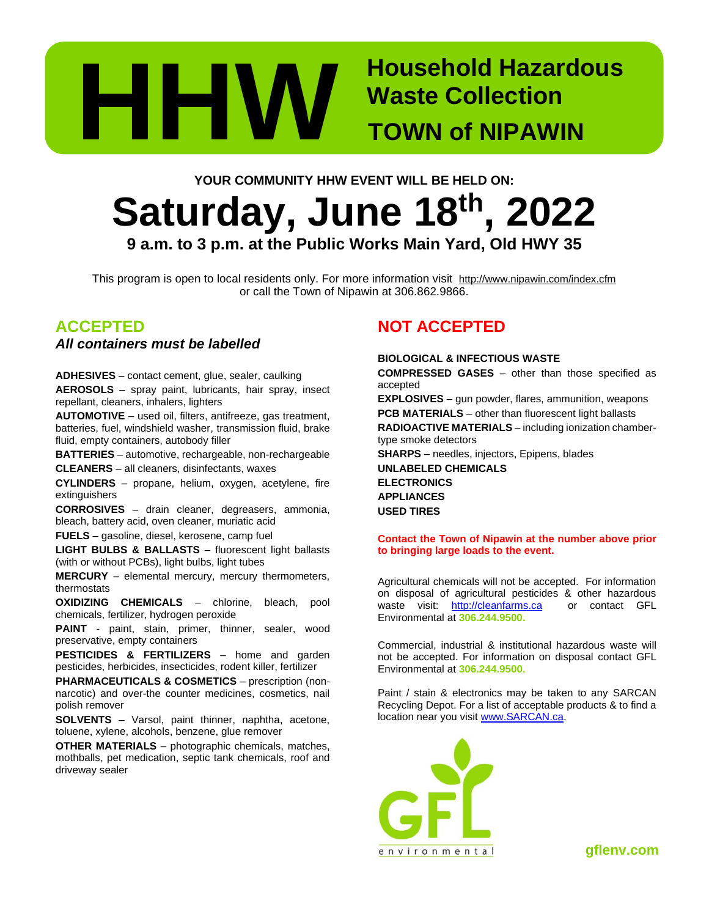# HHW

## Household Hazardous Waste Collection
## TOWN of NIPAWIN

**YOUR COMMUNITY HHW EVENT WILL BE HELD ON:**

# Saturday, June 18th, 2022

**9 a.m. to 3 p.m. at the Public Works Main Yard, Old HWY 35**

This program is open to local residents only. For more information visit http://www.nipawin.com/index.cfm or call the Town of Nipawin at 306.862.9866.

## ACCEPTED

***All containers must be labelled***

**ADHESIVES** – contact cement, glue, sealer, caulking

**AEROSOLS** – spray paint, lubricants, hair spray, insect repellant, cleaners, inhalers, lighters

**AUTOMOTIVE** – used oil, filters, antifreeze, gas treatment, batteries, fuel, windshield washer, transmission fluid, brake fluid, empty containers, autobody filler

**BATTERIES** – automotive, rechargeable, non-rechargeable

**CLEANERS** – all cleaners, disinfectants, waxes

**CYLINDERS** – propane, helium, oxygen, acetylene, fire extinguishers

**CORROSIVES** – drain cleaner, degreasers, ammonia, bleach, battery acid, oven cleaner, muriatic acid

**FUELS** – gasoline, diesel, kerosene, camp fuel

**LIGHT BULBS & BALLASTS** – fluorescent light ballasts (with or without PCBs), light bulbs, light tubes

**MERCURY** – elemental mercury, mercury thermometers, thermostats

**OXIDIZING CHEMICALS** – chlorine, bleach, pool chemicals, fertilizer, hydrogen peroxide

**PAINT** - paint, stain, primer, thinner, sealer, wood preservative, empty containers

**PESTICIDES & FERTILIZERS** – home and garden pesticides, herbicides, insecticides, rodent killer, fertilizer

**PHARMACEUTICALS & COSMETICS** – prescription (non-narcotic) and over-the counter medicines, cosmetics, nail polish remover

**SOLVENTS** – Varsol, paint thinner, naphtha, acetone, toluene, xylene, alcohols, benzene, glue remover

**OTHER MATERIALS** – photographic chemicals, matches, mothballs, pet medication, septic tank chemicals, roof and driveway sealer

## NOT ACCEPTED

**BIOLOGICAL & INFECTIOUS WASTE**

**COMPRESSED GASES** – other than those specified as accepted

**EXPLOSIVES** – gun powder, flares, ammunition, weapons

**PCB MATERIALS** – other than fluorescent light ballasts

**RADIOACTIVE MATERIALS** – including ionization chamber-type smoke detectors

**SHARPS** – needles, injectors, Epipens, blades

**UNLABELED CHEMICALS**

**ELECTRONICS**

**APPLIANCES**

**USED TIRES**

**Contact the Town of Nipawin at the number above prior to bringing large loads to the event.**

Agricultural chemicals will not be accepted. For information on disposal of agricultural pesticides & other hazardous waste visit: http://cleanfarms.ca or contact GFL Environmental at **306.244.9500.**

Commercial, industrial & institutional hazardous waste will not be accepted. For information on disposal contact GFL Environmental at **306.244.9500.**

Paint / stain & electronics may be taken to any SARCAN Recycling Depot. For a list of acceptable products & to find a location near you visit www.SARCAN.ca.

GFL environmental

**gflenv.com**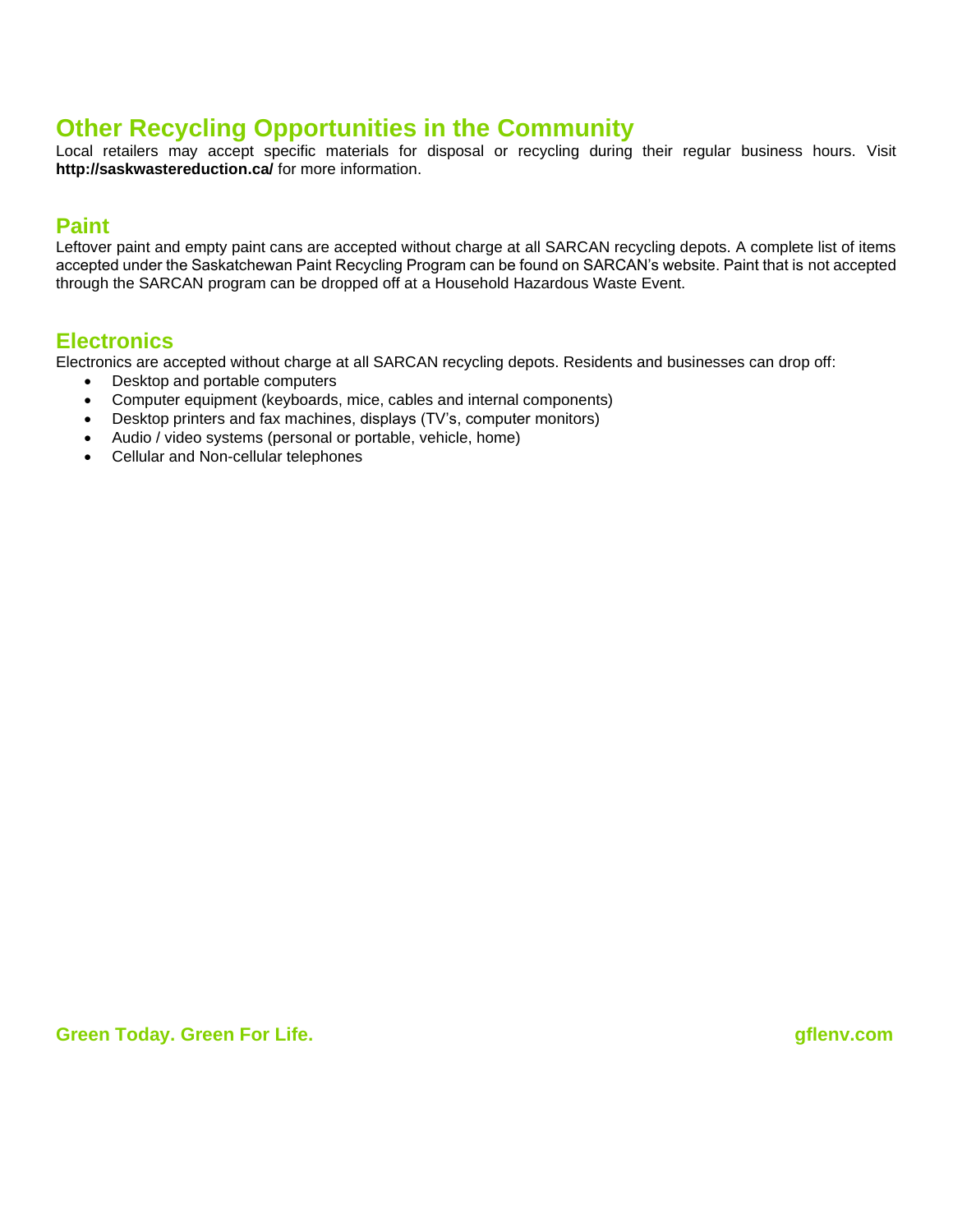## Other Recycling Opportunities in the Community

Local retailers may accept specific materials for disposal or recycling during their regular business hours. Visit **http://saskwastereduction.ca/** for more information.

## Paint

Leftover paint and empty paint cans are accepted without charge at all SARCAN recycling depots. A complete list of items accepted under the Saskatchewan Paint Recycling Program can be found on SARCAN's website. Paint that is not accepted through the SARCAN program can be dropped off at a Household Hazardous Waste Event.

## Electronics

Electronics are accepted without charge at all SARCAN recycling depots. Residents and businesses can drop off:

- Desktop and portable computers
- Computer equipment (keyboards, mice, cables and internal components)
- Desktop printers and fax machines, displays (TV's, computer monitors)
- Audio / video systems (personal or portable, vehicle, home)
- Cellular and Non-cellular telephones